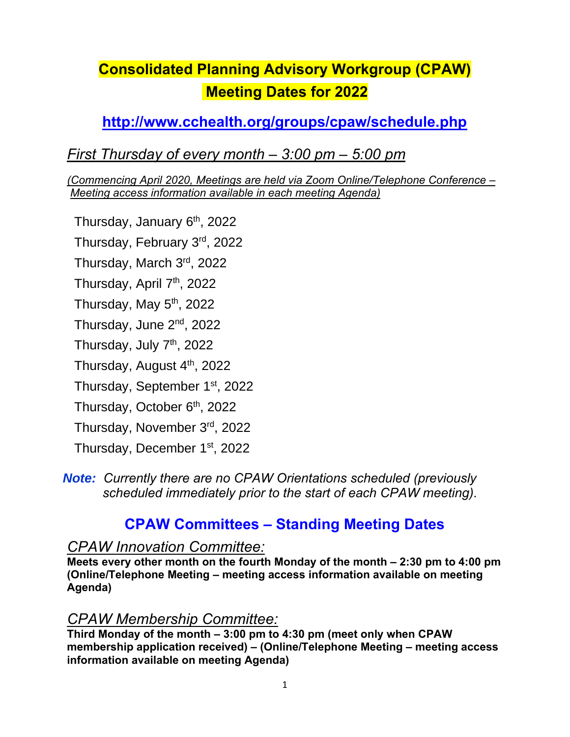# Consolidated Planning Advisory Workgroup (CPAW) Meeting Dates for 2022

## http://www.cchealth.org/groups/cpaw/schedule.php

*First Thursday of every month – 3:00 pm – 5:00 pm*

*(Commencing April 2020, Meetings are held via Zoom Online/Telephone Conference – Meeting access information available in each meeting Agenda)*

Thursday, January 6th, 2022

Thursday, February 3rd, 2022

Thursday, March 3rd, 2022

Thursday, April 7th, 2022

Thursday, May 5th, 2022

Thursday, June 2nd, 2022

Thursday, July 7th, 2022

Thursday, August 4th, 2022

Thursday, September 1st, 2022

Thursday, October 6th, 2022

Thursday, November 3rd, 2022

Thursday, December 1st, 2022

***Note:*** *Currently there are no CPAW Orientations scheduled (previously scheduled immediately prior to the start of each CPAW meeting).*

## CPAW Committees – Standing Meeting Dates

### *CPAW Innovation Committee:*

**Meets every other month on the fourth Monday of the month – 2:30 pm to 4:00 pm (Online/Telephone Meeting – meeting access information available on meeting Agenda)**

### *CPAW Membership Committee:*

**Third Monday of the month – 3:00 pm to 4:30 pm (meet only when CPAW membership application received) – (Online/Telephone Meeting – meeting access information available on meeting Agenda)**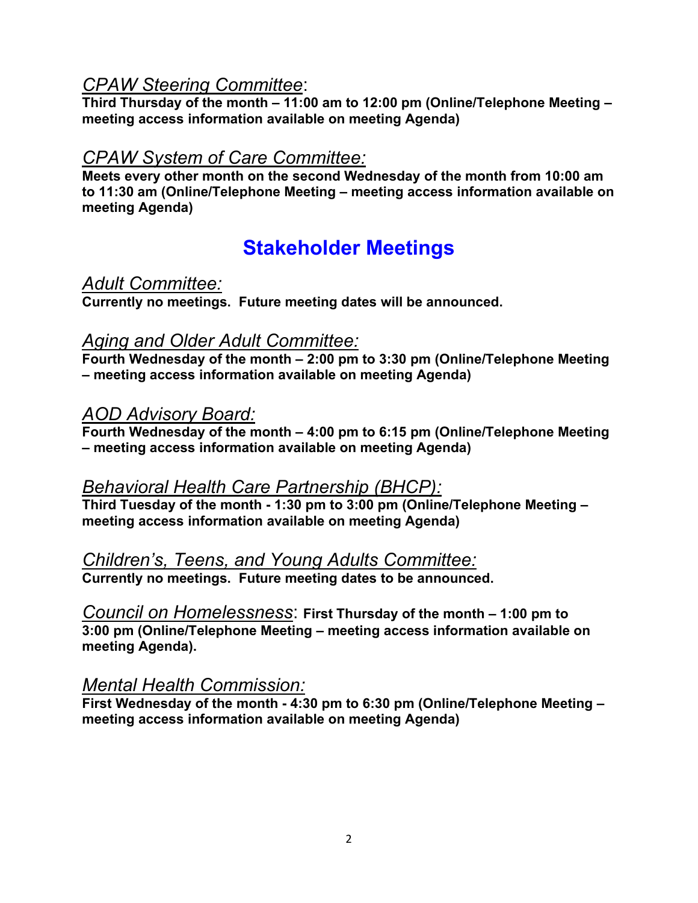*CPAW Steering Committee*:
**Third Thursday of the month – 11:00 am to 12:00 pm (Online/Telephone Meeting – meeting access information available on meeting Agenda)**

*CPAW System of Care Committee:*
**Meets every other month on the second Wednesday of the month from 10:00 am to 11:30 am (Online/Telephone Meeting – meeting access information available on meeting Agenda)**

## Stakeholder Meetings

*Adult Committee:*
**Currently no meetings. Future meeting dates will be announced.**

*Aging and Older Adult Committee:*
**Fourth Wednesday of the month – 2:00 pm to 3:30 pm (Online/Telephone Meeting – meeting access information available on meeting Agenda)**

*AOD Advisory Board:*
**Fourth Wednesday of the month – 4:00 pm to 6:15 pm (Online/Telephone Meeting – meeting access information available on meeting Agenda)**

*Behavioral Health Care Partnership (BHCP):*
**Third Tuesday of the month - 1:30 pm to 3:00 pm (Online/Telephone Meeting – meeting access information available on meeting Agenda)**

*Children's, Teens, and Young Adults Committee:*
**Currently no meetings. Future meeting dates to be announced.**

*Council on Homelessness*: **First Thursday of the month – 1:00 pm to 3:00 pm (Online/Telephone Meeting – meeting access information available on meeting Agenda).**

*Mental Health Commission:*
**First Wednesday of the month - 4:30 pm to 6:30 pm (Online/Telephone Meeting – meeting access information available on meeting Agenda)**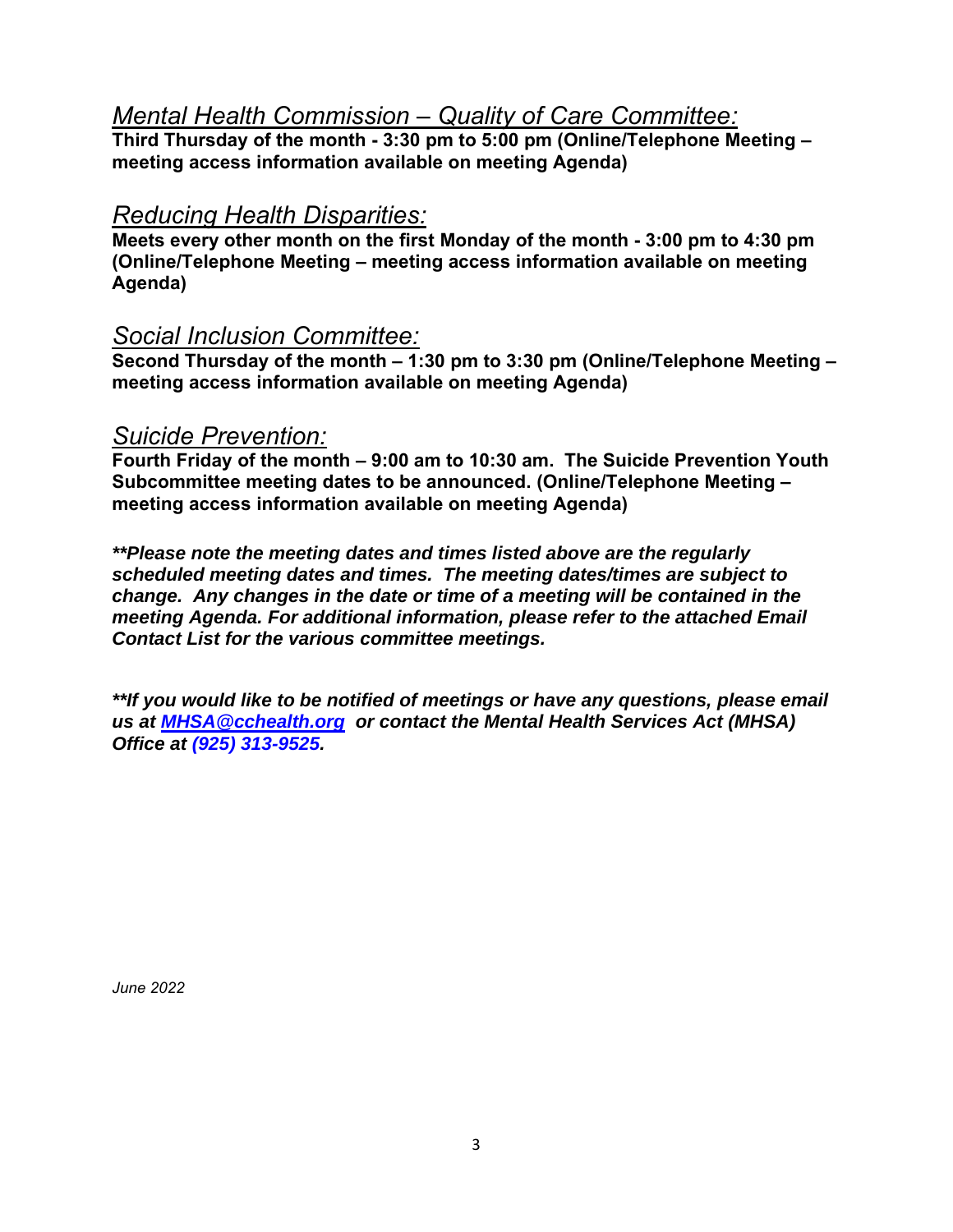## *Mental Health Commission – Quality of Care Committee:*

**Third Thursday of the month - 3:30 pm to 5:00 pm (Online/Telephone Meeting – meeting access information available on meeting Agenda)**

## *Reducing Health Disparities:*

**Meets every other month on the first Monday of the month - 3:00 pm to 4:30 pm (Online/Telephone Meeting – meeting access information available on meeting Agenda)**

## *Social Inclusion Committee:*

**Second Thursday of the month – 1:30 pm to 3:30 pm (Online/Telephone Meeting – meeting access information available on meeting Agenda)**

## *Suicide Prevention:*

**Fourth Friday of the month – 9:00 am to 10:30 am. The Suicide Prevention Youth Subcommittee meeting dates to be announced. (Online/Telephone Meeting – meeting access information available on meeting Agenda)**

***\*\*Please note the meeting dates and times listed above are the regularly scheduled meeting dates and times. The meeting dates/times are subject to change. Any changes in the date or time of a meeting will be contained in the meeting Agenda. For additional information, please refer to the attached Email Contact List for the various committee meetings.***

***\*\*If you would like to be notified of meetings or have any questions, please email us at [MHSA@cchealth.org](mailto:MHSA@cchealth.org) or contact the Mental Health Services Act (MHSA) Office at (925) 313-9525.***

*June 2022*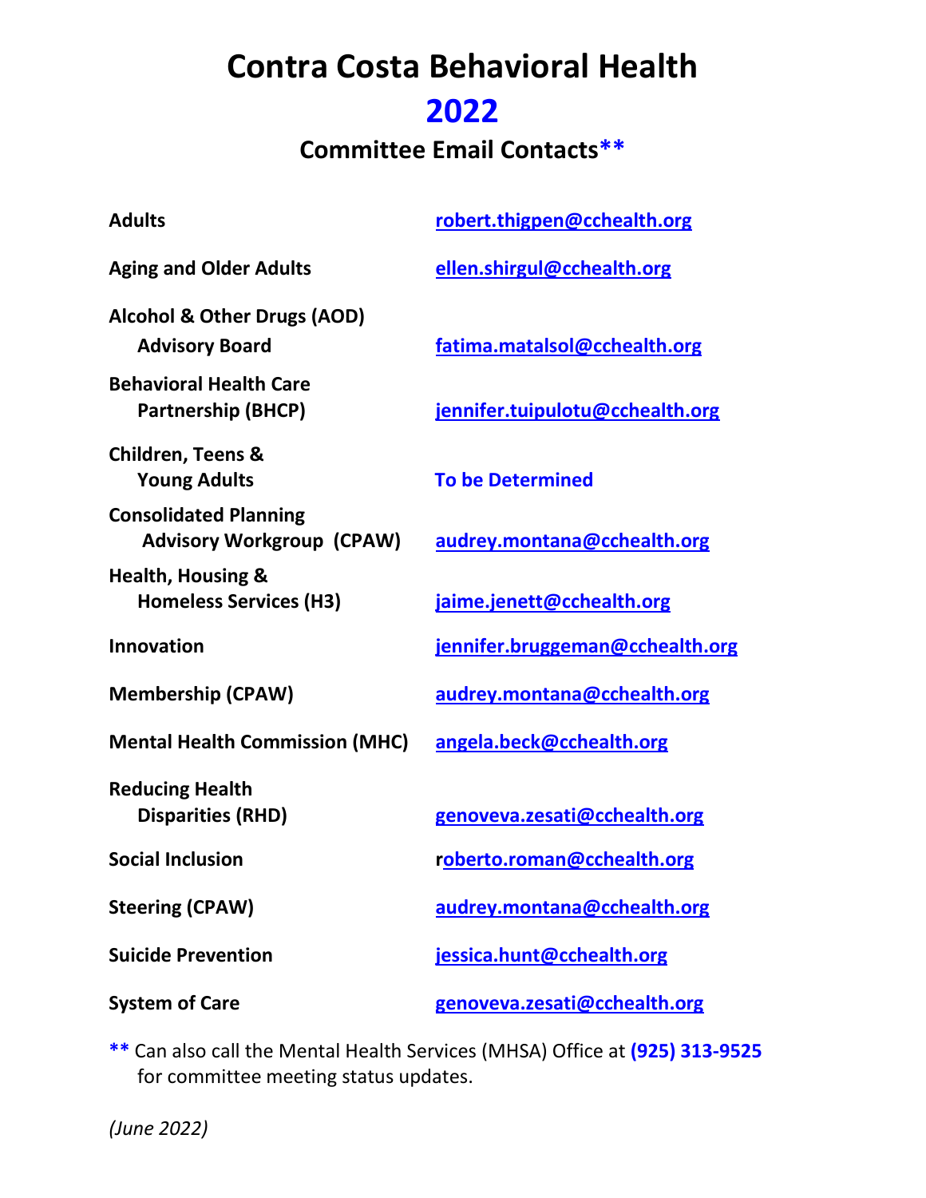# Contra Costa Behavioral Health

## 2022

### Committee Email Contacts**

| | |
|---|---|
| **Adults** | **robert.thigpen@cchealth.org** |
| **Aging and Older Adults** | **ellen.shirgul@cchealth.org** |
| **Alcohol & Other Drugs (AOD) Advisory Board** | **fatima.matalsol@cchealth.org** |
| **Behavioral Health Care Partnership (BHCP)** | **jennifer.tuipulotu@cchealth.org** |
| **Children, Teens & Young Adults** | **To be Determined** |
| **Consolidated Planning Advisory Workgroup (CPAW)** | **audrey.montana@cchealth.org** |
| **Health, Housing & Homeless Services (H3)** | **jaime.jenett@cchealth.org** |
| **Innovation** | **jennifer.bruggeman@cchealth.org** |
| **Membership (CPAW)** | **audrey.montana@cchealth.org** |
| **Mental Health Commission (MHC)** | **angela.beck@cchealth.org** |
| **Reducing Health Disparities (RHD)** | **genoveva.zesati@cchealth.org** |
| **Social Inclusion** | **roberto.roman@cchealth.org** |
| **Steering (CPAW)** | **audrey.montana@cchealth.org** |
| **Suicide Prevention** | **jessica.hunt@cchealth.org** |
| **System of Care** | **genoveva.zesati@cchealth.org** |

**\*\*** Can also call the Mental Health Services (MHSA) Office at **(925) 313-9525** for committee meeting status updates.

*(June 2022)*